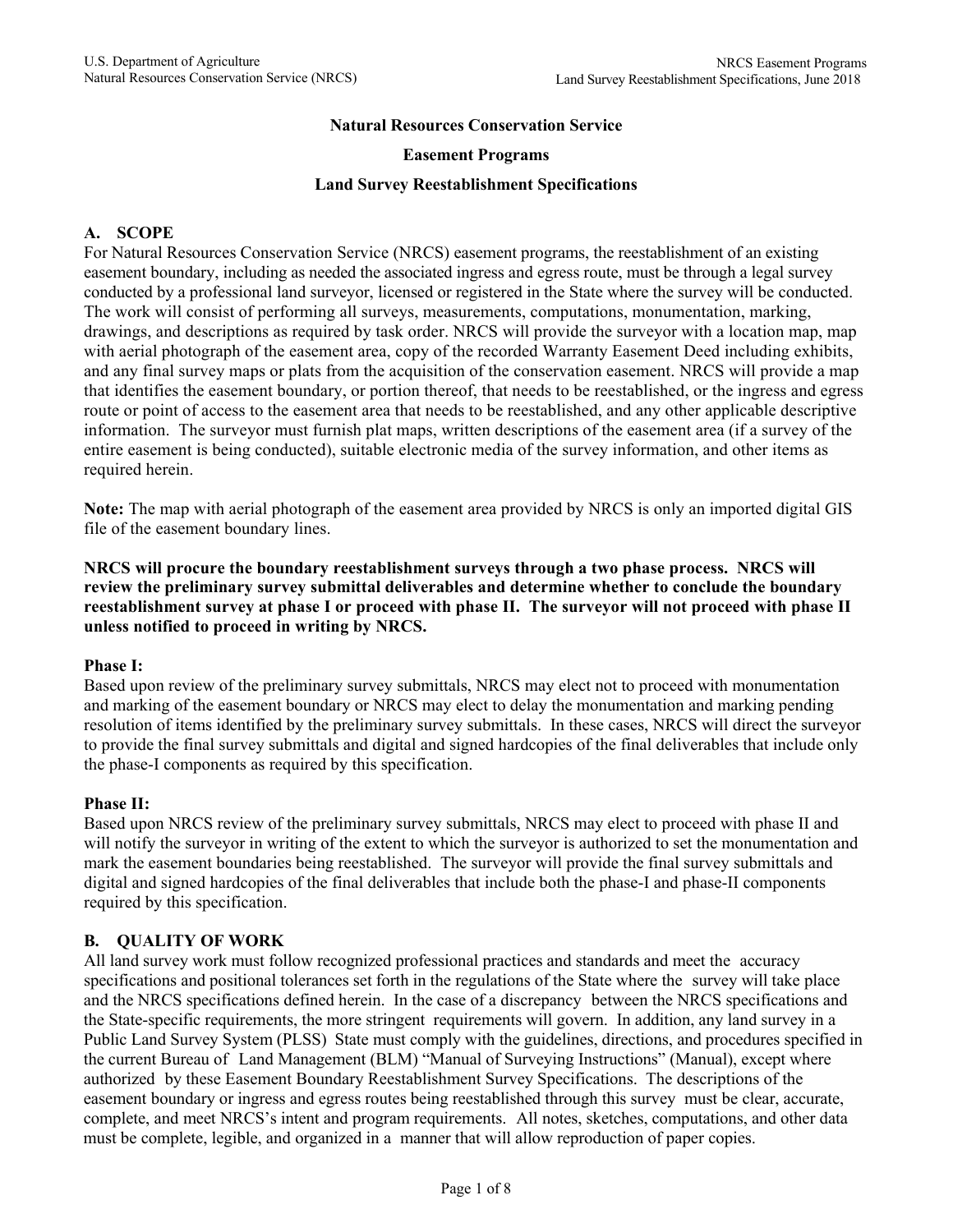**Natural Resources Conservation Service**

**Easement Programs**

**Land Survey Reestablishment Specifications**

## A. SCOPE

For Natural Resources Conservation Service (NRCS) easement programs, the reestablishment of an existing easement boundary, including as needed the associated ingress and egress route, must be through a legal survey conducted by a professional land surveyor, licensed or registered in the State where the survey will be conducted. The work will consist of performing all surveys, measurements, computations, monumentation, marking, drawings, and descriptions as required by task order. NRCS will provide the surveyor with a location map, map with aerial photograph of the easement area, copy of the recorded Warranty Easement Deed including exhibits, and any final survey maps or plats from the acquisition of the conservation easement. NRCS will provide a map that identifies the easement boundary, or portion thereof, that needs to be reestablished, or the ingress and egress route or point of access to the easement area that needs to be reestablished, and any other applicable descriptive information. The surveyor must furnish plat maps, written descriptions of the easement area (if a survey of the entire easement is being conducted), suitable electronic media of the survey information, and other items as required herein.

**Note:** The map with aerial photograph of the easement area provided by NRCS is only an imported digital GIS file of the easement boundary lines.

**NRCS will procure the boundary reestablishment surveys through a two phase process. NRCS will review the preliminary survey submittal deliverables and determine whether to conclude the boundary reestablishment survey at phase I or proceed with phase II. The surveyor will not proceed with phase II unless notified to proceed in writing by NRCS.**

**Phase I:**
Based upon review of the preliminary survey submittals, NRCS may elect not to proceed with monumentation and marking of the easement boundary or NRCS may elect to delay the monumentation and marking pending resolution of items identified by the preliminary survey submittals. In these cases, NRCS will direct the surveyor to provide the final survey submittals and digital and signed hardcopies of the final deliverables that include only the phase-I components as required by this specification.

**Phase II:**
Based upon NRCS review of the preliminary survey submittals, NRCS may elect to proceed with phase II and will notify the surveyor in writing of the extent to which the surveyor is authorized to set the monumentation and mark the easement boundaries being reestablished. The surveyor will provide the final survey submittals and digital and signed hardcopies of the final deliverables that include both the phase-I and phase-II components required by this specification.

## B. QUALITY OF WORK

All land survey work must follow recognized professional practices and standards and meet the accuracy specifications and positional tolerances set forth in the regulations of the State where the survey will take place and the NRCS specifications defined herein. In the case of a discrepancy between the NRCS specifications and the State-specific requirements, the more stringent requirements will govern. In addition, any land survey in a Public Land Survey System (PLSS) State must comply with the guidelines, directions, and procedures specified in the current Bureau of Land Management (BLM) "Manual of Surveying Instructions" (Manual), except where authorized by these Easement Boundary Reestablishment Survey Specifications. The descriptions of the easement boundary or ingress and egress routes being reestablished through this survey must be clear, accurate, complete, and meet NRCS's intent and program requirements. All notes, sketches, computations, and other data must be complete, legible, and organized in a manner that will allow reproduction of paper copies.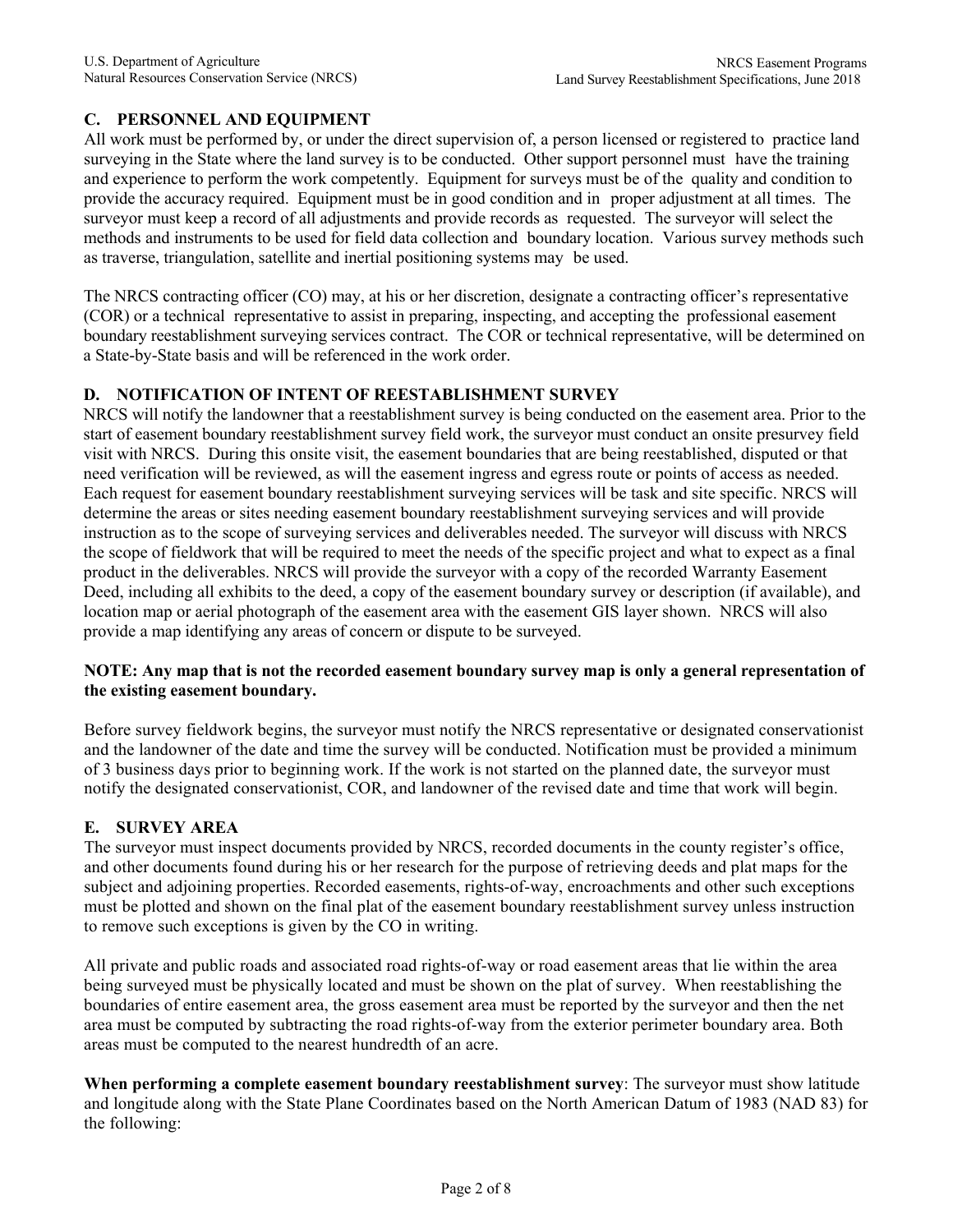## C. PERSONNEL AND EQUIPMENT

All work must be performed by, or under the direct supervision of, a person licensed or registered to practice land surveying in the State where the land survey is to be conducted. Other support personnel must have the training and experience to perform the work competently. Equipment for surveys must be of the quality and condition to provide the accuracy required. Equipment must be in good condition and in proper adjustment at all times. The surveyor must keep a record of all adjustments and provide records as requested. The surveyor will select the methods and instruments to be used for field data collection and boundary location. Various survey methods such as traverse, triangulation, satellite and inertial positioning systems may be used.

The NRCS contracting officer (CO) may, at his or her discretion, designate a contracting officer's representative (COR) or a technical representative to assist in preparing, inspecting, and accepting the professional easement boundary reestablishment surveying services contract. The COR or technical representative, will be determined on a State-by-State basis and will be referenced in the work order.

## D. NOTIFICATION OF INTENT OF REESTABLISHMENT SURVEY

NRCS will notify the landowner that a reestablishment survey is being conducted on the easement area. Prior to the start of easement boundary reestablishment survey field work, the surveyor must conduct an onsite presurvey field visit with NRCS. During this onsite visit, the easement boundaries that are being reestablished, disputed or that need verification will be reviewed, as will the easement ingress and egress route or points of access as needed. Each request for easement boundary reestablishment surveying services will be task and site specific. NRCS will determine the areas or sites needing easement boundary reestablishment surveying services and will provide instruction as to the scope of surveying services and deliverables needed. The surveyor will discuss with NRCS the scope of fieldwork that will be required to meet the needs of the specific project and what to expect as a final product in the deliverables. NRCS will provide the surveyor with a copy of the recorded Warranty Easement Deed, including all exhibits to the deed, a copy of the easement boundary survey or description (if available), and location map or aerial photograph of the easement area with the easement GIS layer shown. NRCS will also provide a map identifying any areas of concern or dispute to be surveyed.

**NOTE: Any map that is not the recorded easement boundary survey map is only a general representation of the existing easement boundary.**

Before survey fieldwork begins, the surveyor must notify the NRCS representative or designated conservationist and the landowner of the date and time the survey will be conducted. Notification must be provided a minimum of 3 business days prior to beginning work. If the work is not started on the planned date, the surveyor must notify the designated conservationist, COR, and landowner of the revised date and time that work will begin.

## E. SURVEY AREA

The surveyor must inspect documents provided by NRCS, recorded documents in the county register's office, and other documents found during his or her research for the purpose of retrieving deeds and plat maps for the subject and adjoining properties. Recorded easements, rights-of-ways, encroachments and other such exceptions must be plotted and shown on the final plat of the easement boundary reestablishment survey unless instruction to remove such exceptions is given by the CO in writing.

All private and public roads and associated road rights-of-way or road easement areas that lie within the area being surveyed must be physically located and must be shown on the plat of survey. When reestablishing the boundaries of entire easement area, the gross easement area must be reported by the surveyor and then the net area must be computed by subtracting the road rights-of-way from the exterior perimeter boundary area. Both areas must be computed to the nearest hundredth of an acre.

**When performing a complete easement boundary reestablishment survey**: The surveyor must show latitude and longitude along with the State Plane Coordinates based on the North American Datum of 1983 (NAD 83) for the following: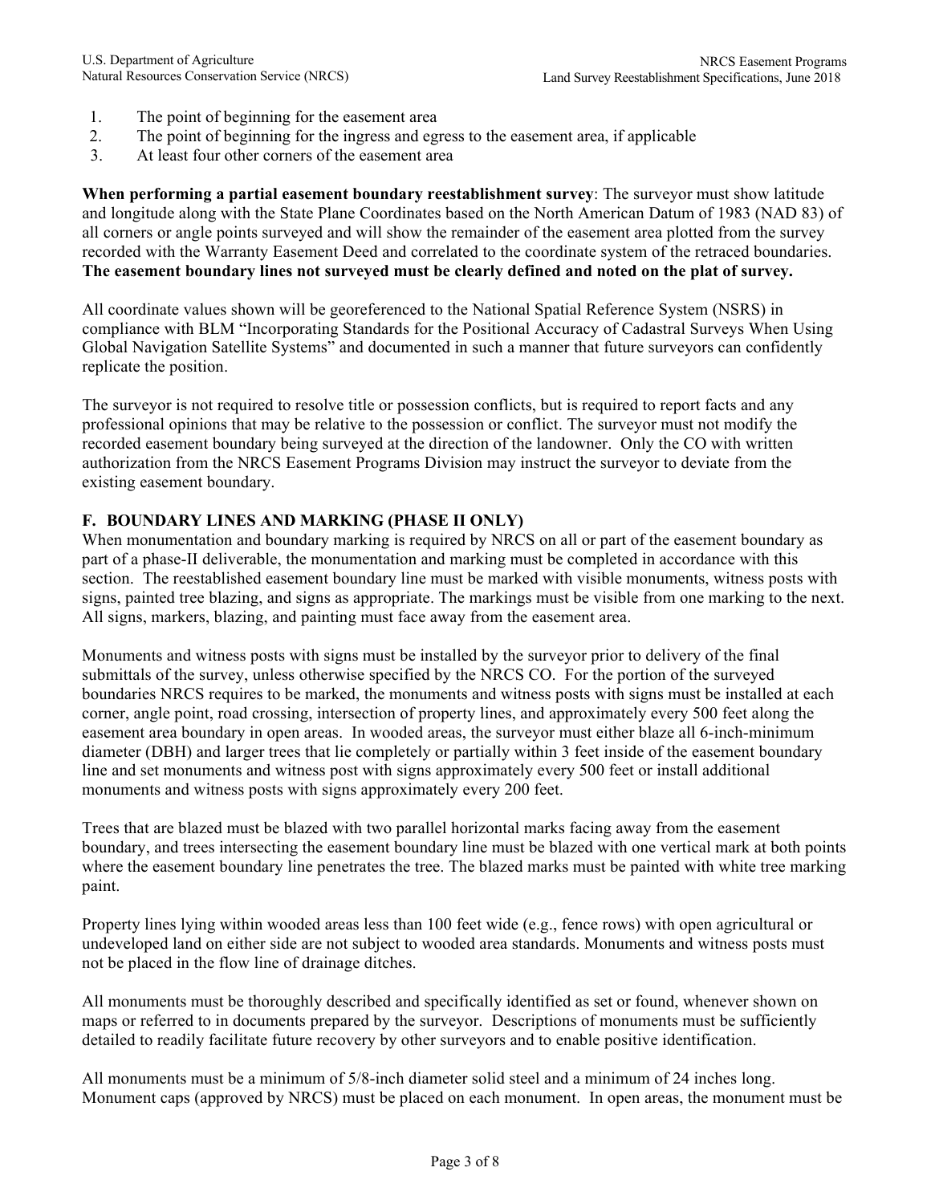1. The point of beginning for the easement area
2. The point of beginning for the ingress and egress to the easement area, if applicable
3. At least four other corners of the easement area

**When performing a partial easement boundary reestablishment survey**: The surveyor must show latitude and longitude along with the State Plane Coordinates based on the North American Datum of 1983 (NAD 83) of all corners or angle points surveyed and will show the remainder of the easement area plotted from the survey recorded with the Warranty Easement Deed and correlated to the coordinate system of the retraced boundaries. **The easement boundary lines not surveyed must be clearly defined and noted on the plat of survey.**

All coordinate values shown will be georeferenced to the National Spatial Reference System (NSRS) in compliance with BLM "Incorporating Standards for the Positional Accuracy of Cadastral Surveys When Using Global Navigation Satellite Systems" and documented in such a manner that future surveyors can confidently replicate the position.

The surveyor is not required to resolve title or possession conflicts, but is required to report facts and any professional opinions that may be relative to the possession or conflict. The surveyor must not modify the recorded easement boundary being surveyed at the direction of the landowner. Only the CO with written authorization from the NRCS Easement Programs Division may instruct the surveyor to deviate from the existing easement boundary.

## F. BOUNDARY LINES AND MARKING (PHASE II ONLY)

When monumentation and boundary marking is required by NRCS on all or part of the easement boundary as part of a phase-II deliverable, the monumentation and marking must be completed in accordance with this section. The reestablished easement boundary line must be marked with visible monuments, witness posts with signs, painted tree blazing, and signs as appropriate. The markings must be visible from one marking to the next. All signs, markers, blazing, and painting must face away from the easement area.

Monuments and witness posts with signs must be installed by the surveyor prior to delivery of the final submittals of the survey, unless otherwise specified by the NRCS CO. For the portion of the surveyed boundaries NRCS requires to be marked, the monuments and witness posts with signs must be installed at each corner, angle point, road crossing, intersection of property lines, and approximately every 500 feet along the easement area boundary in open areas. In wooded areas, the surveyor must either blaze all 6-inch-minimum diameter (DBH) and larger trees that lie completely or partially within 3 feet inside of the easement boundary line and set monuments and witness post with signs approximately every 500 feet or install additional monuments and witness posts with signs approximately every 200 feet.

Trees that are blazed must be blazed with two parallel horizontal marks facing away from the easement boundary, and trees intersecting the easement boundary line must be blazed with one vertical mark at both points where the easement boundary line penetrates the tree. The blazed marks must be painted with white tree marking paint.

Property lines lying within wooded areas less than 100 feet wide (e.g., fence rows) with open agricultural or undeveloped land on either side are not subject to wooded area standards. Monuments and witness posts must not be placed in the flow line of drainage ditches.

All monuments must be thoroughly described and specifically identified as set or found, whenever shown on maps or referred to in documents prepared by the surveyor. Descriptions of monuments must be sufficiently detailed to readily facilitate future recovery by other surveyors and to enable positive identification.

All monuments must be a minimum of 5/8-inch diameter solid steel and a minimum of 24 inches long. Monument caps (approved by NRCS) must be placed on each monument. In open areas, the monument must be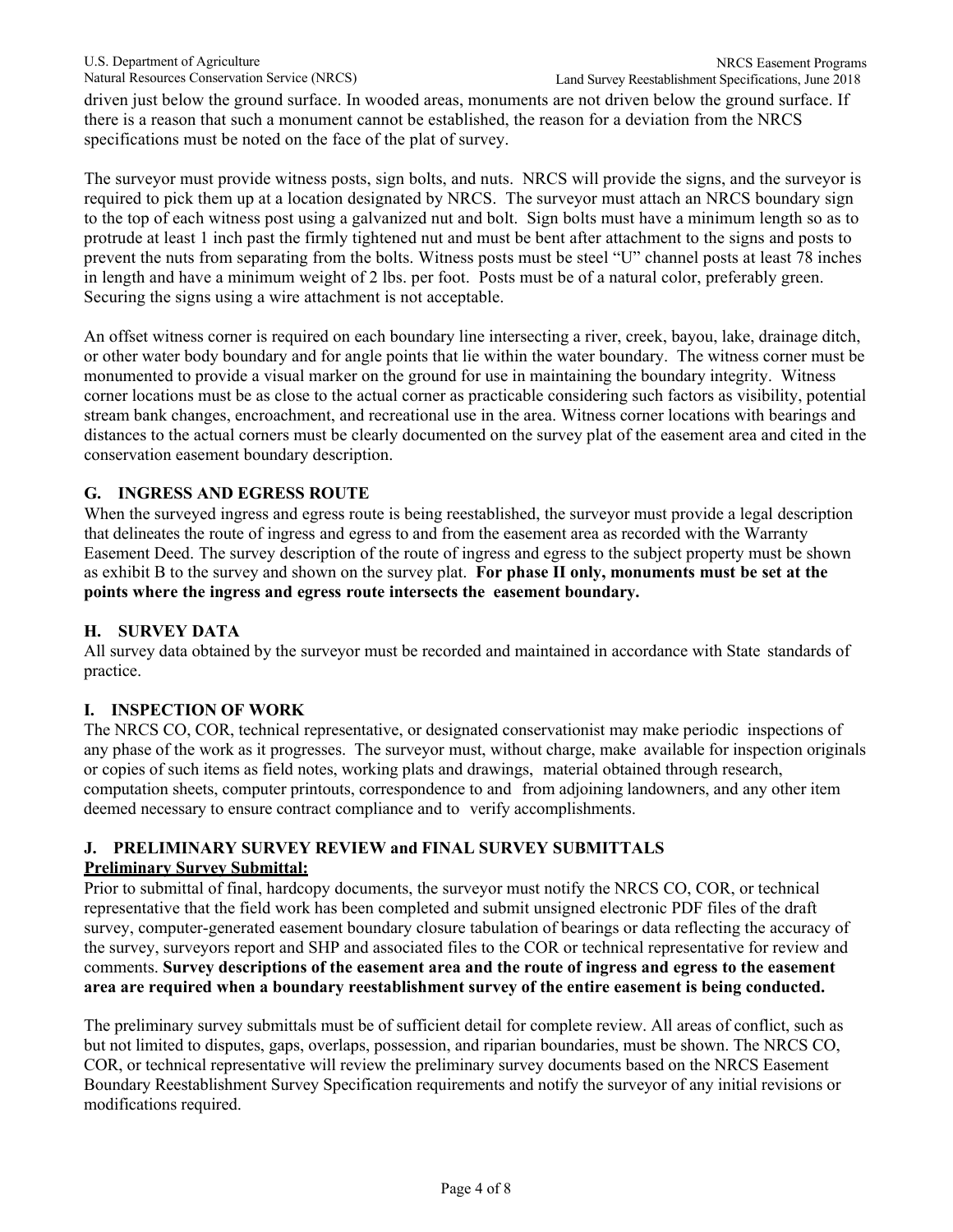driven just below the ground surface. In wooded areas, monuments are not driven below the ground surface. If there is a reason that such a monument cannot be established, the reason for a deviation from the NRCS specifications must be noted on the face of the plat of survey.

The surveyor must provide witness posts, sign bolts, and nuts. NRCS will provide the signs, and the surveyor is required to pick them up at a location designated by NRCS. The surveyor must attach an NRCS boundary sign to the top of each witness post using a galvanized nut and bolt. Sign bolts must have a minimum length so as to protrude at least 1 inch past the firmly tightened nut and must be bent after attachment to the signs and posts to prevent the nuts from separating from the bolts. Witness posts must be steel "U" channel posts at least 78 inches in length and have a minimum weight of 2 lbs. per foot. Posts must be of a natural color, preferably green. Securing the signs using a wire attachment is not acceptable.

An offset witness corner is required on each boundary line intersecting a river, creek, bayou, lake, drainage ditch, or other water body boundary and for angle points that lie within the water boundary. The witness corner must be monumented to provide a visual marker on the ground for use in maintaining the boundary integrity. Witness corner locations must be as close to the actual corner as practicable considering such factors as visibility, potential stream bank changes, encroachment, and recreational use in the area. Witness corner locations with bearings and distances to the actual corners must be clearly documented on the survey plat of the easement area and cited in the conservation easement boundary description.

## G. INGRESS AND EGRESS ROUTE

When the surveyed ingress and egress route is being reestablished, the surveyor must provide a legal description that delineates the route of ingress and egress to and from the easement area as recorded with the Warranty Easement Deed. The survey description of the route of ingress and egress to the subject property must be shown as exhibit B to the survey and shown on the survey plat. **For phase II only, monuments must be set at the points where the ingress and egress route intersects the easement boundary.**

## H. SURVEY DATA

All survey data obtained by the surveyor must be recorded and maintained in accordance with State standards of practice.

## I. INSPECTION OF WORK

The NRCS CO, COR, technical representative, or designated conservationist may make periodic inspections of any phase of the work as it progresses. The surveyor must, without charge, make available for inspection originals or copies of such items as field notes, working plats and drawings, material obtained through research, computation sheets, computer printouts, correspondence to and from adjoining landowners, and any other item deemed necessary to ensure contract compliance and to verify accomplishments.

## J. PRELIMINARY SURVEY REVIEW and FINAL SURVEY SUBMITTALS

**Preliminary Survey Submittal:**

Prior to submittal of final, hardcopy documents, the surveyor must notify the NRCS CO, COR, or technical representative that the field work has been completed and submit unsigned electronic PDF files of the draft survey, computer-generated easement boundary closure tabulation of bearings or data reflecting the accuracy of the survey, surveyors report and SHP and associated files to the COR or technical representative for review and comments. **Survey descriptions of the easement area and the route of ingress and egress to the easement area are required when a boundary reestablishment survey of the entire easement is being conducted.**

The preliminary survey submittals must be of sufficient detail for complete review. All areas of conflict, such as but not limited to disputes, gaps, overlaps, possession, and riparian boundaries, must be shown. The NRCS CO, COR, or technical representative will review the preliminary survey documents based on the NRCS Easement Boundary Reestablishment Survey Specification requirements and notify the surveyor of any initial revisions or modifications required.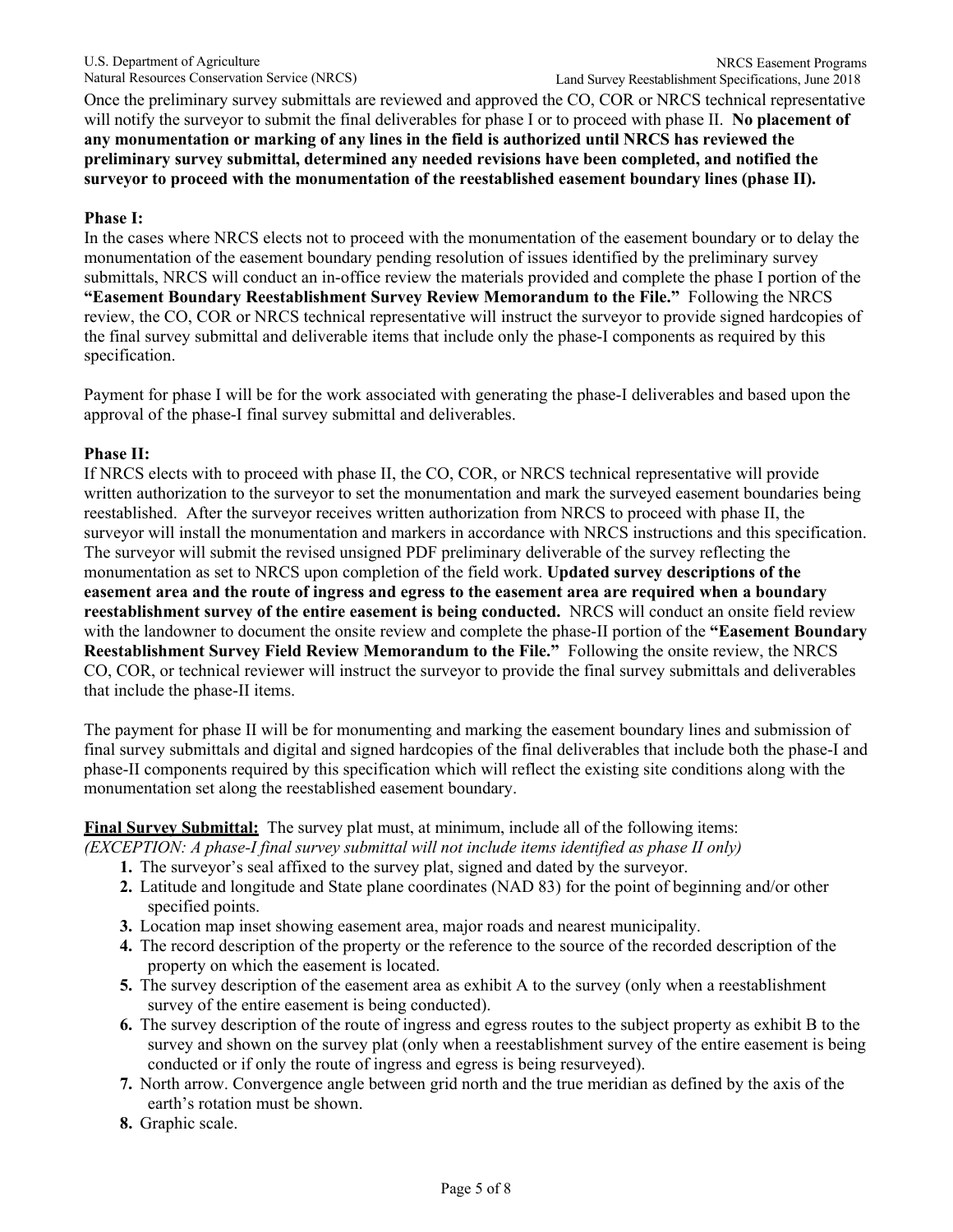Once the preliminary survey submittals are reviewed and approved the CO, COR or NRCS technical representative will notify the surveyor to submit the final deliverables for phase I or to proceed with phase II. **No placement of any monumentation or marking of any lines in the field is authorized until NRCS has reviewed the preliminary survey submittal, determined any needed revisions have been completed, and notified the surveyor to proceed with the monumentation of the reestablished easement boundary lines (phase II).**

**Phase I:**
In the cases where NRCS elects not to proceed with the monumentation of the easement boundary or to delay the monumentation of the easement boundary pending resolution of issues identified by the preliminary survey submittals, NRCS will conduct an in-office review the materials provided and complete the phase I portion of the **"Easement Boundary Reestablishment Survey Review Memorandum to the File."** Following the NRCS review, the CO, COR or NRCS technical representative will instruct the surveyor to provide signed hardcopies of the final survey submittal and deliverable items that include only the phase-I components as required by this specification.

Payment for phase I will be for the work associated with generating the phase-I deliverables and based upon the approval of the phase-I final survey submittal and deliverables.

**Phase II:**
If NRCS elects with to proceed with phase II, the CO, COR, or NRCS technical representative will provide written authorization to the surveyor to set the monumentation and mark the surveyed easement boundaries being reestablished. After the surveyor receives written authorization from NRCS to proceed with phase II, the surveyor will install the monumentation and markers in accordance with NRCS instructions and this specification. The surveyor will submit the revised unsigned PDF preliminary deliverable of the survey reflecting the monumentation as set to NRCS upon completion of the field work. **Updated survey descriptions of the easement area and the route of ingress and egress to the easement area are required when a boundary reestablishment survey of the entire easement is being conducted.** NRCS will conduct an onsite field review with the landowner to document the onsite review and complete the phase-II portion of the **"Easement Boundary Reestablishment Survey Field Review Memorandum to the File."** Following the onsite review, the NRCS CO, COR, or technical reviewer will instruct the surveyor to provide the final survey submittals and deliverables that include the phase-II items.

The payment for phase II will be for monumenting and marking the easement boundary lines and submission of final survey submittals and digital and signed hardcopies of the final deliverables that include both the phase-I and phase-II components required by this specification which will reflect the existing site conditions along with the monumentation set along the reestablished easement boundary.

**Final Survey Submittal:** The survey plat must, at minimum, include all of the following items:
*(EXCEPTION: A phase-I final survey submittal will not include items identified as phase II only)*

1. The surveyor's seal affixed to the survey plat, signed and dated by the surveyor.
2. Latitude and longitude and State plane coordinates (NAD 83) for the point of beginning and/or other specified points.
3. Location map inset showing easement area, major roads and nearest municipality.
4. The record description of the property or the reference to the source of the recorded description of the property on which the easement is located.
5. The survey description of the easement area as exhibit A to the survey (only when a reestablishment survey of the entire easement is being conducted).
6. The survey description of the route of ingress and egress routes to the subject property as exhibit B to the survey and shown on the survey plat (only when a reestablishment survey of the entire easement is being conducted or if only the route of ingress and egress is being resurveyed).
7. North arrow. Convergence angle between grid north and the true meridian as defined by the axis of the earth's rotation must be shown.
8. Graphic scale.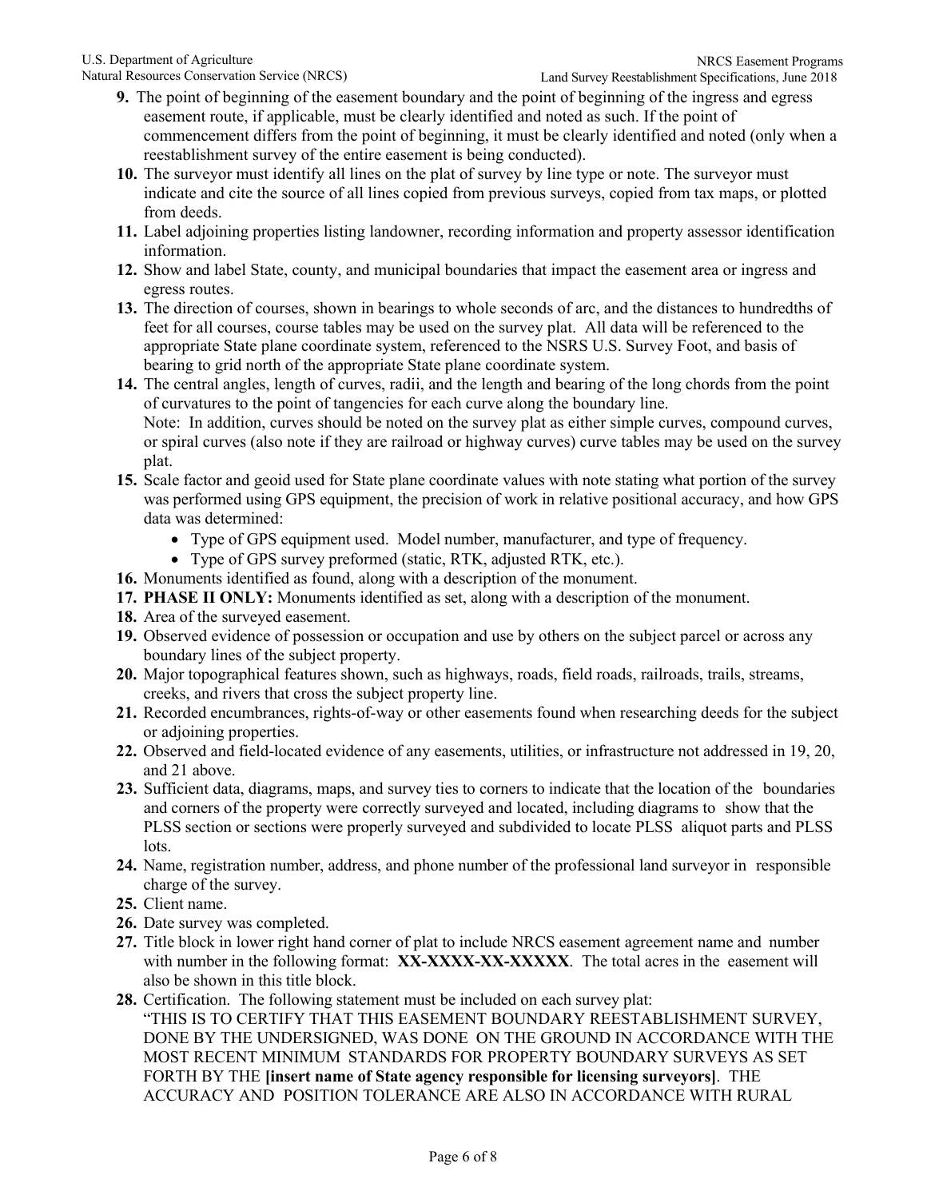9. The point of beginning of the easement boundary and the point of beginning of the ingress and egress easement route, if applicable, must be clearly identified and noted as such. If the point of commencement differs from the point of beginning, it must be clearly identified and noted (only when a reestablishment survey of the entire easement is being conducted).
10. The surveyor must identify all lines on the plat of survey by line type or note. The surveyor must indicate and cite the source of all lines copied from previous surveys, copied from tax maps, or plotted from deeds.
11. Label adjoining properties listing landowner, recording information and property assessor identification information.
12. Show and label State, county, and municipal boundaries that impact the easement area or ingress and egress routes.
13. The direction of courses, shown in bearings to whole seconds of arc, and the distances to hundredths of feet for all courses, course tables may be used on the survey plat. All data will be referenced to the appropriate State plane coordinate system, referenced to the NSRS U.S. Survey Foot, and basis of bearing to grid north of the appropriate State plane coordinate system.
14. The central angles, length of curves, radii, and the length and bearing of the long chords from the point of curvatures to the point of tangencies for each curve along the boundary line.
    Note: In addition, curves should be noted on the survey plat as either simple curves, compound curves, or spiral curves (also note if they are railroad or highway curves) curve tables may be used on the survey plat.
15. Scale factor and geoid used for State plane coordinate values with note stating what portion of the survey was performed using GPS equipment, the precision of work in relative positional accuracy, and how GPS data was determined:
    - Type of GPS equipment used. Model number, manufacturer, and type of frequency.
    - Type of GPS survey preformed (static, RTK, adjusted RTK, etc.).
16. Monuments identified as found, along with a description of the monument.
17. **PHASE II ONLY:** Monuments identified as set, along with a description of the monument.
18. Area of the surveyed easement.
19. Observed evidence of possession or occupation and use by others on the subject parcel or across any boundary lines of the subject property.
20. Major topographical features shown, such as highways, roads, field roads, railroads, trails, streams, creeks, and rivers that cross the subject property line.
21. Recorded encumbrances, rights-of-way or other easements found when researching deeds for the subject or adjoining properties.
22. Observed and field-located evidence of any easements, utilities, or infrastructure not addressed in 19, 20, and 21 above.
23. Sufficient data, diagrams, maps, and survey ties to corners to indicate that the location of the boundaries and corners of the property were correctly surveyed and located, including diagrams to show that the PLSS section or sections were properly surveyed and subdivided to locate PLSS aliquot parts and PLSS lots.
24. Name, registration number, address, and phone number of the professional land surveyor in responsible charge of the survey.
25. Client name.
26. Date survey was completed.
27. Title block in lower right hand corner of plat to include NRCS easement agreement name and number with number in the following format: **XX-XXXX-XX-XXXXX**. The total acres in the easement will also be shown in this title block.
28. Certification. The following statement must be included on each survey plat:
    "THIS IS TO CERTIFY THAT THIS EASEMENT BOUNDARY REESTABLISHMENT SURVEY, DONE BY THE UNDERSIGNED, WAS DONE ON THE GROUND IN ACCORDANCE WITH THE MOST RECENT MINIMUM STANDARDS FOR PROPERTY BOUNDARY SURVEYS AS SET FORTH BY THE **[insert name of State agency responsible for licensing surveyors]**. THE ACCURACY AND POSITION TOLERANCE ARE ALSO IN ACCORDANCE WITH RURAL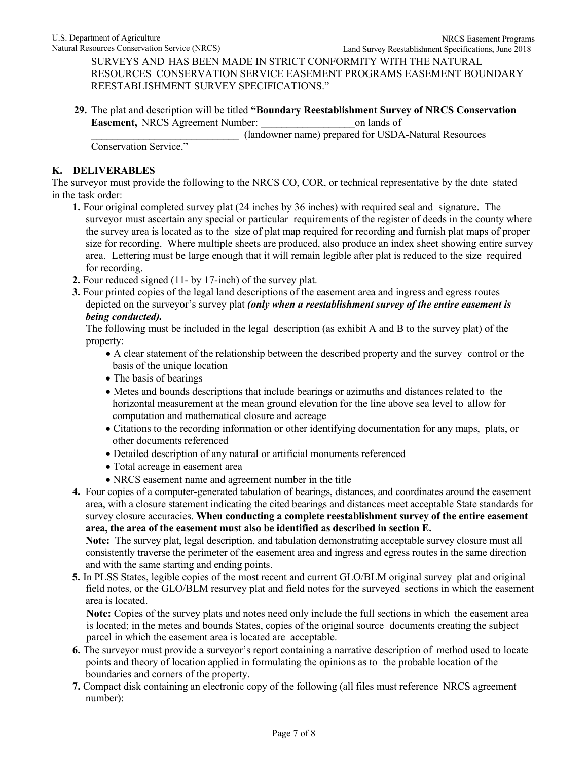SURVEYS AND HAS BEEN MADE IN STRICT CONFORMITY WITH THE NATURAL RESOURCES CONSERVATION SERVICE EASEMENT PROGRAMS EASEMENT BOUNDARY REESTABLISHMENT SURVEY SPECIFICATIONS."

29. The plat and description will be titled **"Boundary Reestablishment Survey of NRCS Conservation Easement,** NRCS Agreement Number: __________________on lands of ____________________________ (landowner name) prepared for USDA-Natural Resources Conservation Service."

## K. DELIVERABLES

The surveyor must provide the following to the NRCS CO, COR, or technical representative by the date stated in the task order:

1. Four original completed survey plat (24 inches by 36 inches) with required seal and signature. The surveyor must ascertain any special or particular requirements of the register of deeds in the county where the survey area is located as to the size of plat map required for recording and furnish plat maps of proper size for recording. Where multiple sheets are produced, also produce an index sheet showing entire survey area. Lettering must be large enough that it will remain legible after plat is reduced to the size required for recording.
2. Four reduced signed (11- by 17-inch) of the survey plat.
3. Four printed copies of the legal land descriptions of the easement area and ingress and egress routes depicted on the surveyor's survey plat ***(only when a reestablishment survey of the entire easement is being conducted).***

   The following must be included in the legal description (as exhibit A and B to the survey plat) of the property:
   - A clear statement of the relationship between the described property and the survey control or the basis of the unique location
   - The basis of bearings
   - Metes and bounds descriptions that include bearings or azimuths and distances related to the horizontal measurement at the mean ground elevation for the line above sea level to allow for computation and mathematical closure and acreage
   - Citations to the recording information or other identifying documentation for any maps, plats, or other documents referenced
   - Detailed description of any natural or artificial monuments referenced
   - Total acreage in easement area
   - NRCS easement name and agreement number in the title
4. Four copies of a computer-generated tabulation of bearings, distances, and coordinates around the easement area, with a closure statement indicating the cited bearings and distances meet acceptable State standards for survey closure accuracies. **When conducting a complete reestablishment survey of the entire easement area, the area of the easement must also be identified as described in section E.**

   **Note:** The survey plat, legal description, and tabulation demonstrating acceptable survey closure must all consistently traverse the perimeter of the easement area and ingress and egress routes in the same direction and with the same starting and ending points.
5. In PLSS States, legible copies of the most recent and current GLO/BLM original survey plat and original field notes, or the GLO/BLM resurvey plat and field notes for the surveyed sections in which the easement area is located.

   **Note:** Copies of the survey plats and notes need only include the full sections in which the easement area is located; in the metes and bounds States, copies of the original source documents creating the subject parcel in which the easement area is located are acceptable.
6. The surveyor must provide a surveyor's report containing a narrative description of method used to locate points and theory of location applied in formulating the opinions as to the probable location of the boundaries and corners of the property.
7. Compact disk containing an electronic copy of the following (all files must reference NRCS agreement number):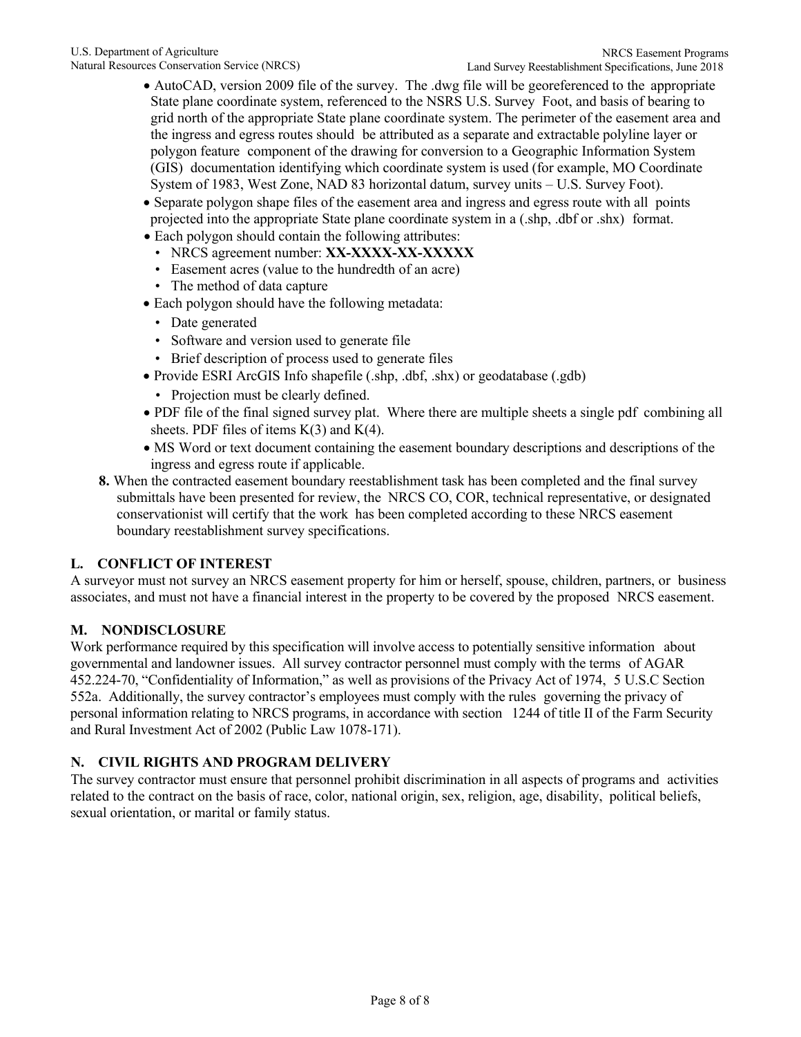- AutoCAD, version 2009 file of the survey. The .dwg file will be georeferenced to the appropriate State plane coordinate system, referenced to the NSRS U.S. Survey Foot, and basis of bearing to grid north of the appropriate State plane coordinate system. The perimeter of the easement area and the ingress and egress routes should be attributed as a separate and extractable polyline layer or polygon feature component of the drawing for conversion to a Geographic Information System (GIS) documentation identifying which coordinate system is used (for example, MO Coordinate System of 1983, West Zone, NAD 83 horizontal datum, survey units – U.S. Survey Foot).
- Separate polygon shape files of the easement area and ingress and egress route with all points projected into the appropriate State plane coordinate system in a (.shp, .dbf or .shx) format.
- Each polygon should contain the following attributes:
  - NRCS agreement number: **XX-XXXX-XX-XXXXX**
  - Easement acres (value to the hundredth of an acre)
  - The method of data capture
- Each polygon should have the following metadata:
  - Date generated
  - Software and version used to generate file
  - Brief description of process used to generate files
- Provide ESRI ArcGIS Info shapefile (.shp, .dbf, .shx) or geodatabase (.gdb)
  - Projection must be clearly defined.
- PDF file of the final signed survey plat. Where there are multiple sheets a single pdf combining all sheets. PDF files of items K(3) and K(4).
- MS Word or text document containing the easement boundary descriptions and descriptions of the ingress and egress route if applicable.

**8.** When the contracted easement boundary reestablishment task has been completed and the final survey submittals have been presented for review, the NRCS CO, COR, technical representative, or designated conservationist will certify that the work has been completed according to these NRCS easement boundary reestablishment survey specifications.

## L. CONFLICT OF INTEREST

A surveyor must not survey an NRCS easement property for him or herself, spouse, children, partners, or business associates, and must not have a financial interest in the property to be covered by the proposed NRCS easement.

## M. NONDISCLOSURE

Work performance required by this specification will involve access to potentially sensitive information about governmental and landowner issues. All survey contractor personnel must comply with the terms of AGAR 452.224-70, "Confidentiality of Information," as well as provisions of the Privacy Act of 1974, 5 U.S.C Section 552a. Additionally, the survey contractor's employees must comply with the rules governing the privacy of personal information relating to NRCS programs, in accordance with section 1244 of title II of the Farm Security and Rural Investment Act of 2002 (Public Law 1078-171).

## N. CIVIL RIGHTS AND PROGRAM DELIVERY

The survey contractor must ensure that personnel prohibit discrimination in all aspects of programs and activities related to the contract on the basis of race, color, national origin, sex, religion, age, disability, political beliefs, sexual orientation, or marital or family status.